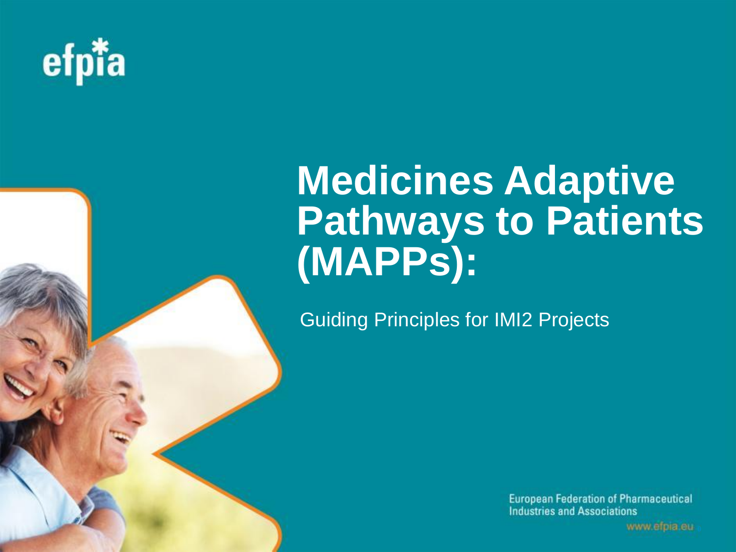efpia

# Medicines Adaptive Pathways to Patients (MAPPs):

Guiding Principles for IMI2 Projects

European Federation of Pharmaceutical Industries and Associations

www.efpia.eu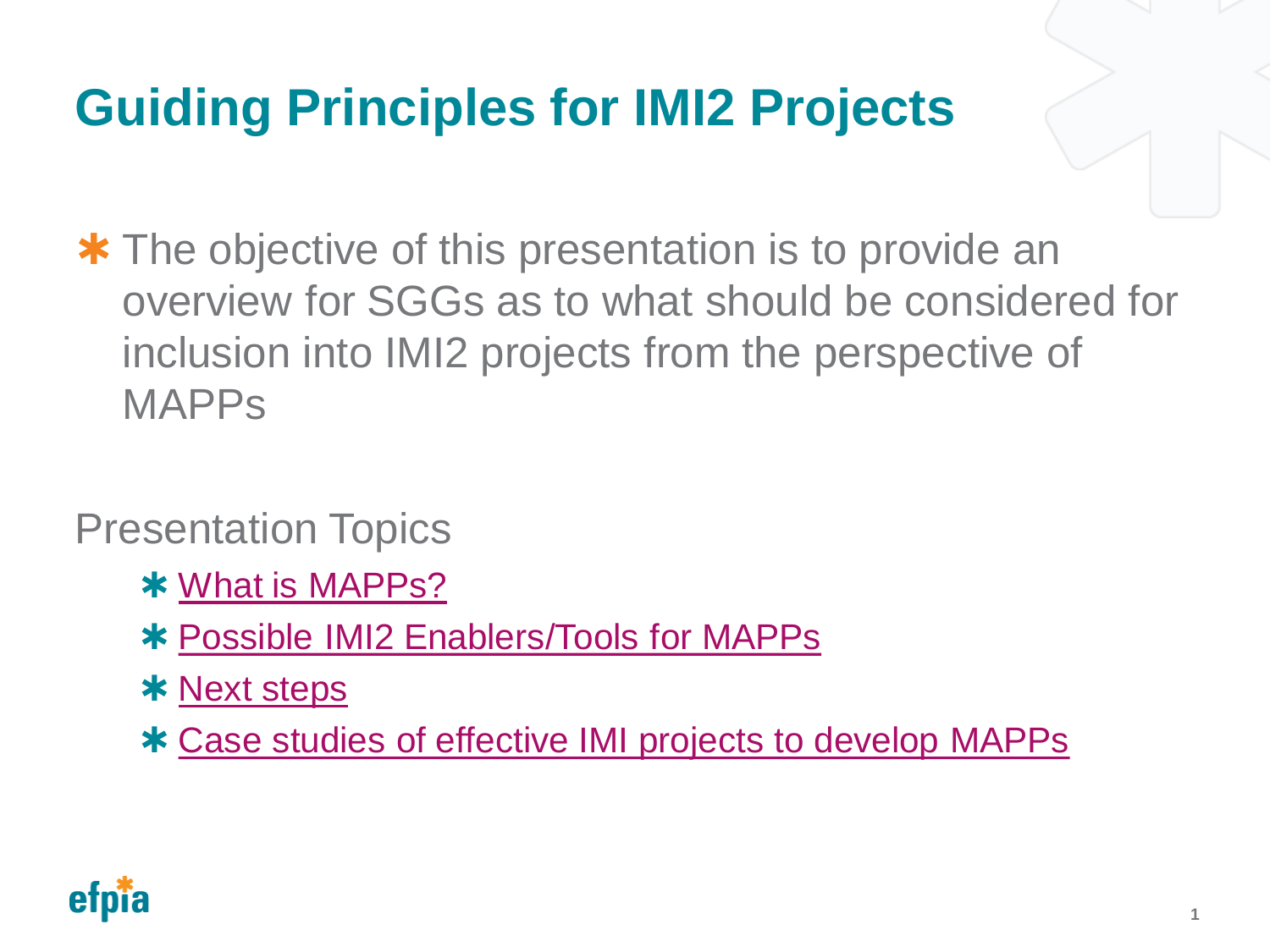# Guiding Principles for IMI2 Projects

* The objective of this presentation is to provide an overview for SGGs as to what should be considered for inclusion into IMI2 projects from the perspective of MAPPs

Presentation Topics

* What is MAPPs?
* Possible IMI2 Enablers/Tools for MAPPs
* Next steps
* Case studies of effective IMI projects to develop MAPPs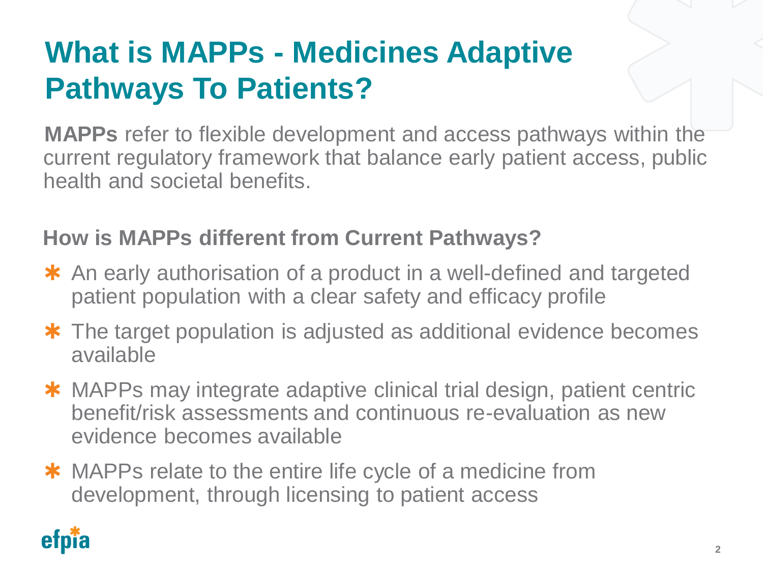# What is MAPPs - Medicines Adaptive Pathways To Patients?

**MAPPs** refer to flexible development and access pathways within the current regulatory framework that balance early patient access, public health and societal benefits.

## How is MAPPs different from Current Pathways?

- An early authorisation of a product in a well-defined and targeted patient population with a clear safety and efficacy profile
- The target population is adjusted as additional evidence becomes available
- MAPPs may integrate adaptive clinical trial design, patient centric benefit/risk assessments and continuous re-evaluation as new evidence becomes available
- MAPPs relate to the entire life cycle of a medicine from development, through licensing to patient access

efpia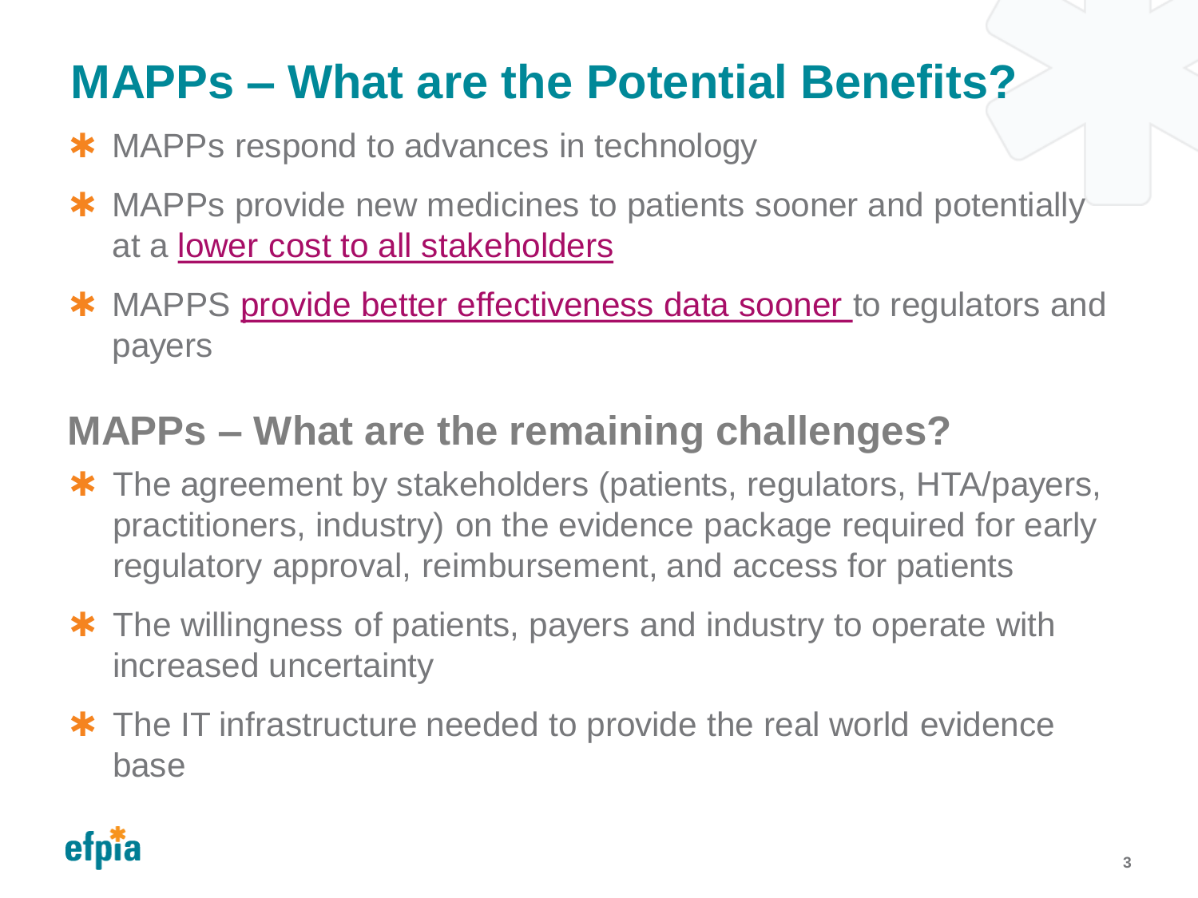# MAPPs – What are the Potential Benefits?

- MAPPs respond to advances in technology
- MAPPs provide new medicines to patients sooner and potentially at a lower cost to all stakeholders
- MAPPS provide better effectiveness data sooner to regulators and payers

## MAPPs – What are the remaining challenges?

- The agreement by stakeholders (patients, regulators, HTA/payers, practitioners, industry) on the evidence package required for early regulatory approval, reimbursement, and access for patients
- The willingness of patients, payers and industry to operate with increased uncertainty
- The IT infrastructure needed to provide the real world evidence base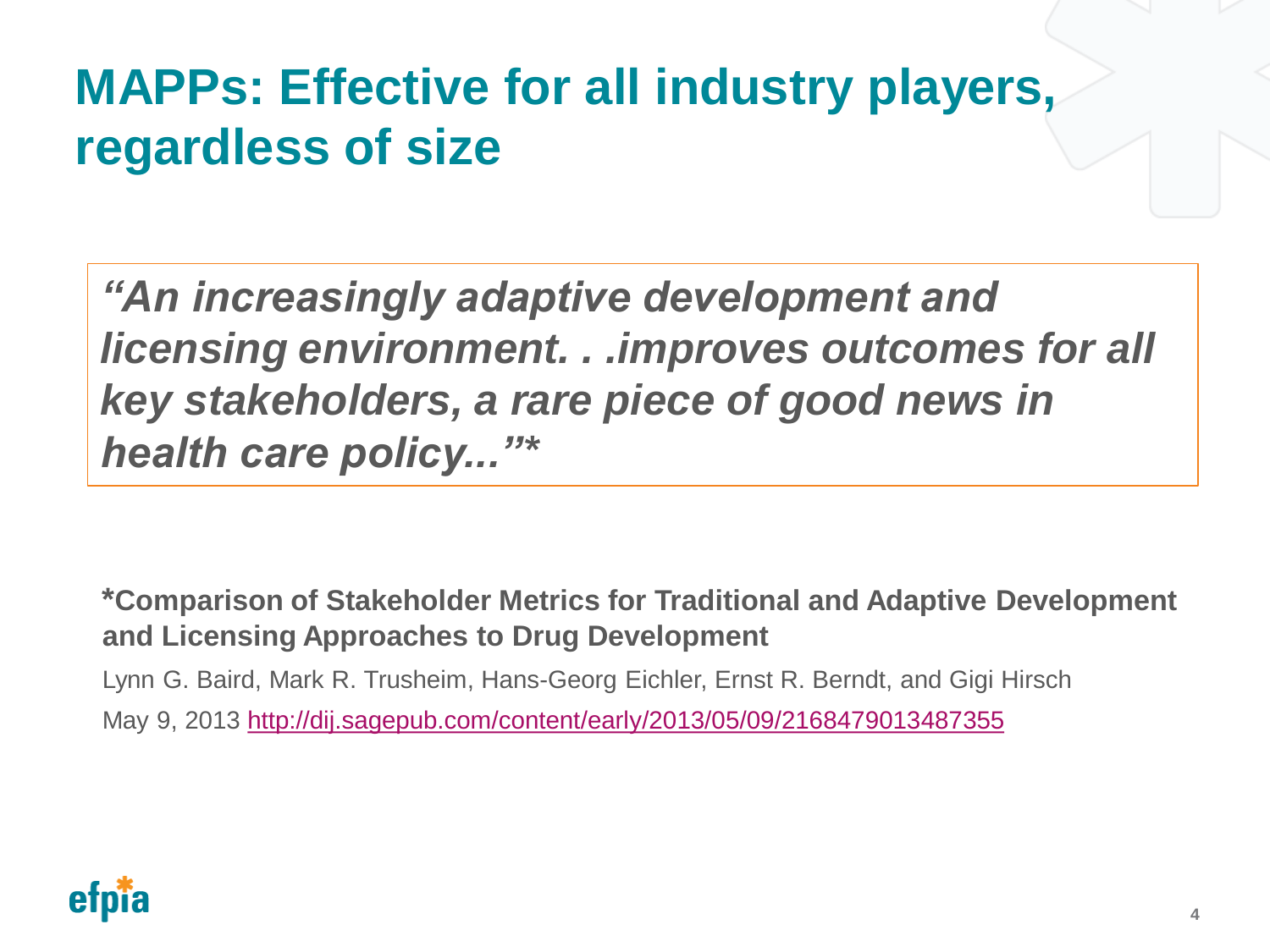# MAPPs: Effective for all industry players, regardless of size

> *"An increasingly adaptive development and licensing environment. . .improves outcomes for all key stakeholders, a rare piece of good news in health care policy..."**

***Comparison of Stakeholder Metrics for Traditional and Adaptive Development and Licensing Approaches to Drug Development**

Lynn G. Baird, Mark R. Trusheim, Hans-Georg Eichler, Ernst R. Berndt, and Gigi Hirsch

May 9, 2013 http://dij.sagepub.com/content/early/2013/05/09/2168479013487355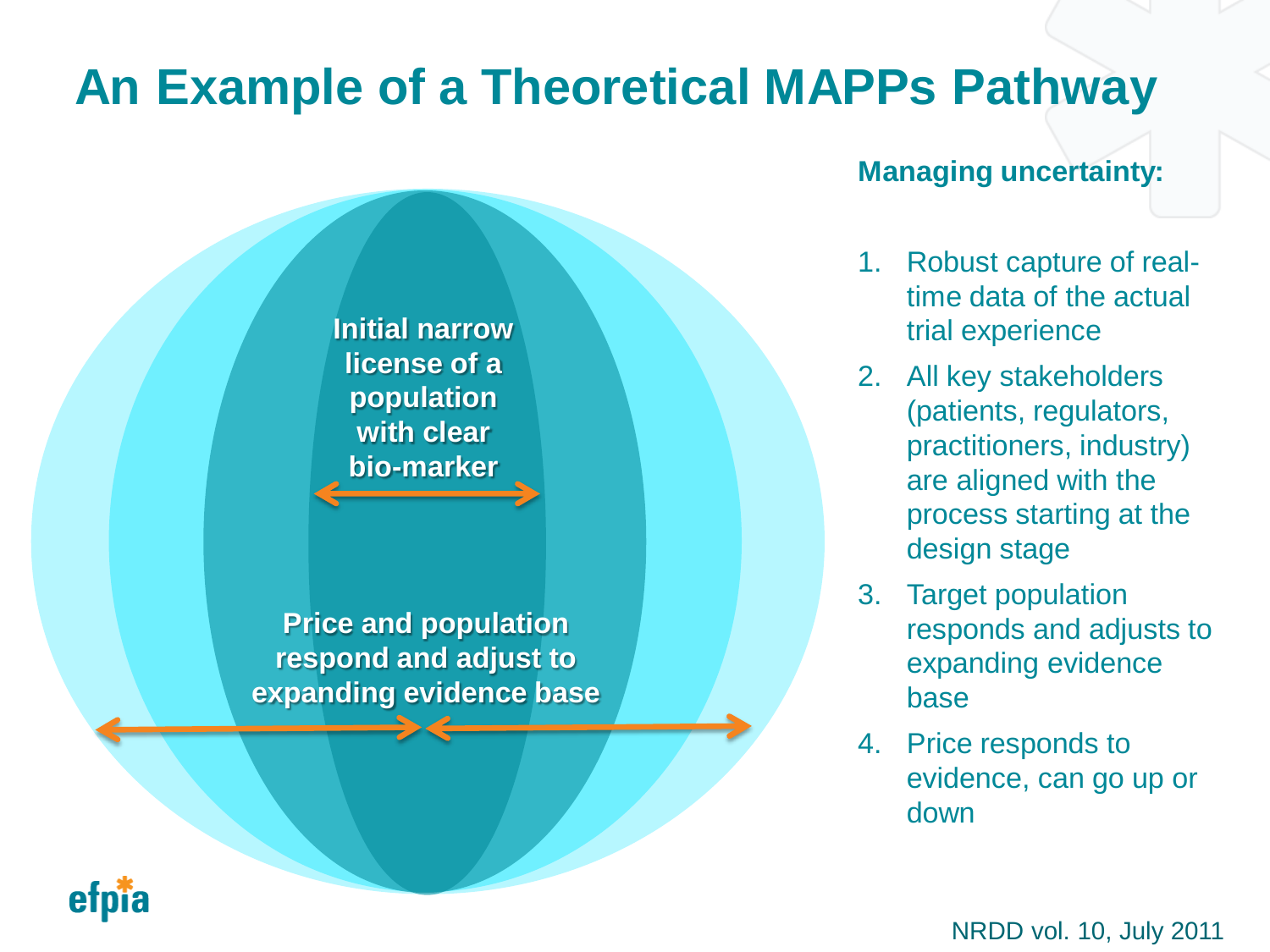# An Example of a Theoretical MAPPs Pathway

Initial narrow license of a population with clear bio-marker

Price and population respond and adjust to expanding evidence base

**Managing uncertainty:**

1. Robust capture of real-time data of the actual trial experience
2. All key stakeholders (patients, regulators, practitioners, industry) are aligned with the process starting at the design stage
3. Target population responds and adjusts to expanding evidence base
4. Price responds to evidence, can go up or down

NRDD vol. 10, July 2011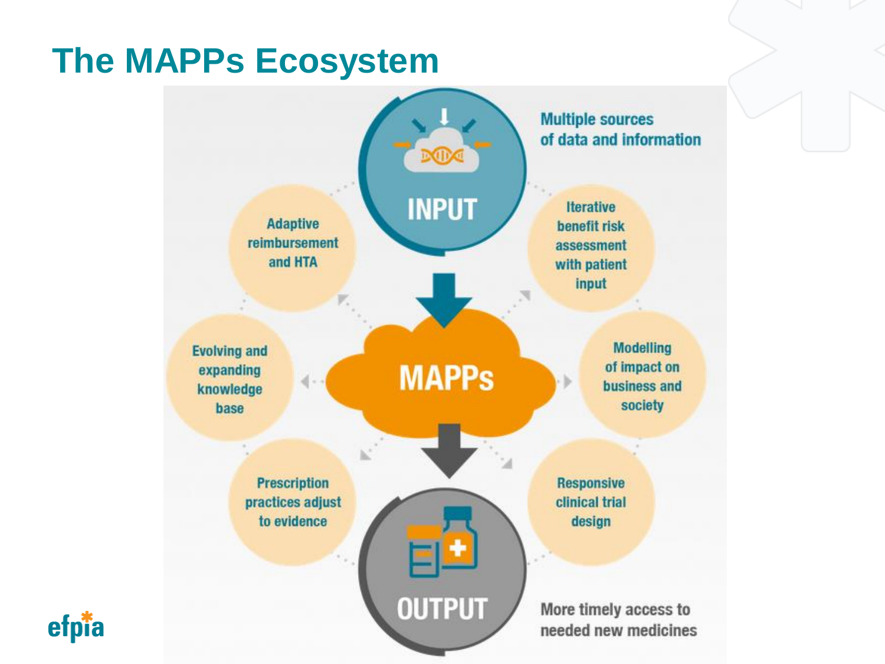# The MAPPs Ecosystem

INPUT

Multiple sources of data and information

Adaptive reimbursement and HTA

Iterative benefit risk assessment with patient input

Evolving and expanding knowledge base

MAPPs

Modelling of impact on business and society

Prescription practices adjust to evidence

Responsive clinical trial design

OUTPUT

More timely access to needed new medicines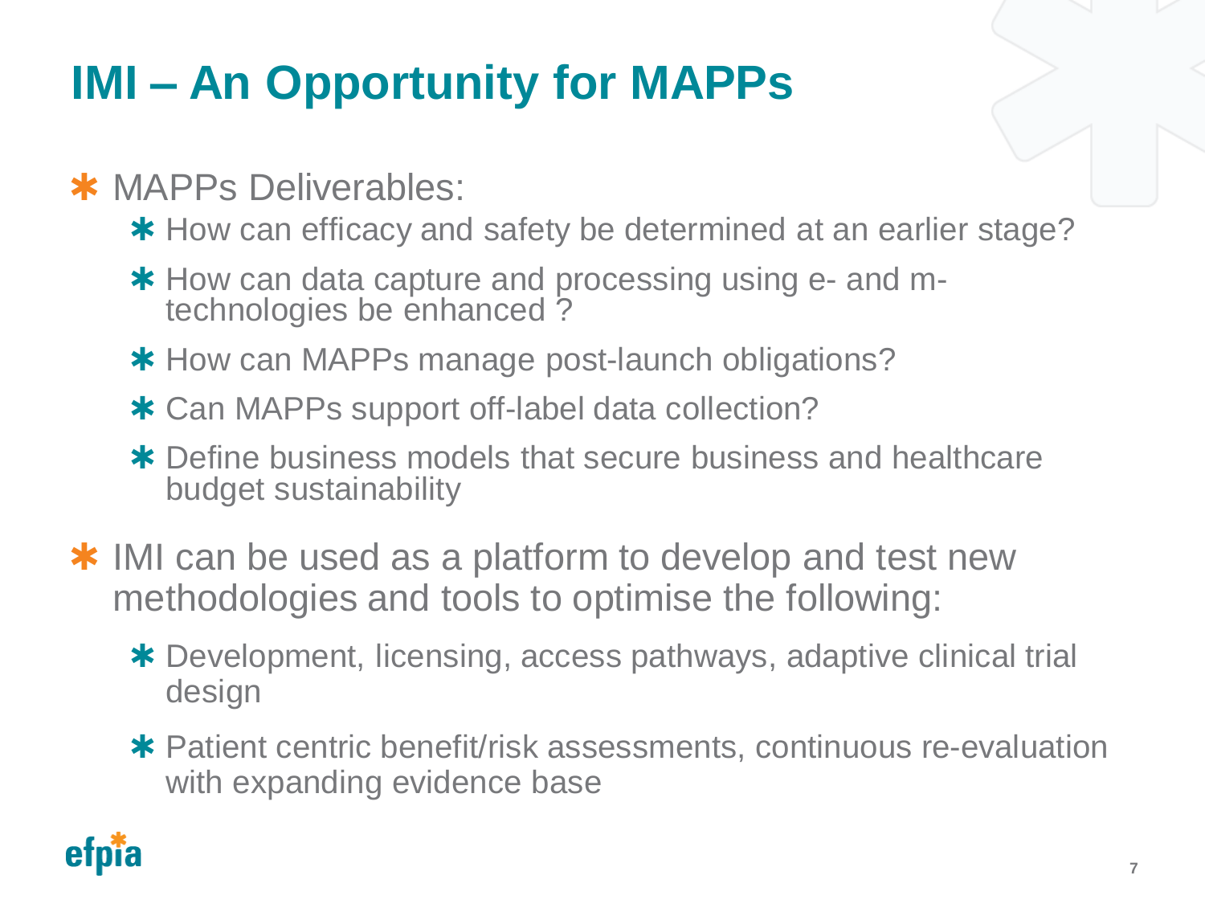# IMI – An Opportunity for MAPPs

- MAPPs Deliverables:
  - How can efficacy and safety be determined at an earlier stage?
  - How can data capture and processing using e- and m-technologies be enhanced ?
  - How can MAPPs manage post-launch obligations?
  - Can MAPPs support off-label data collection?
  - Define business models that secure business and healthcare budget sustainability
- IMI can be used as a platform to develop and test new methodologies and tools to optimise the following:
  - Development, licensing, access pathways, adaptive clinical trial design
  - Patient centric benefit/risk assessments, continuous re-evaluation with expanding evidence base

efpia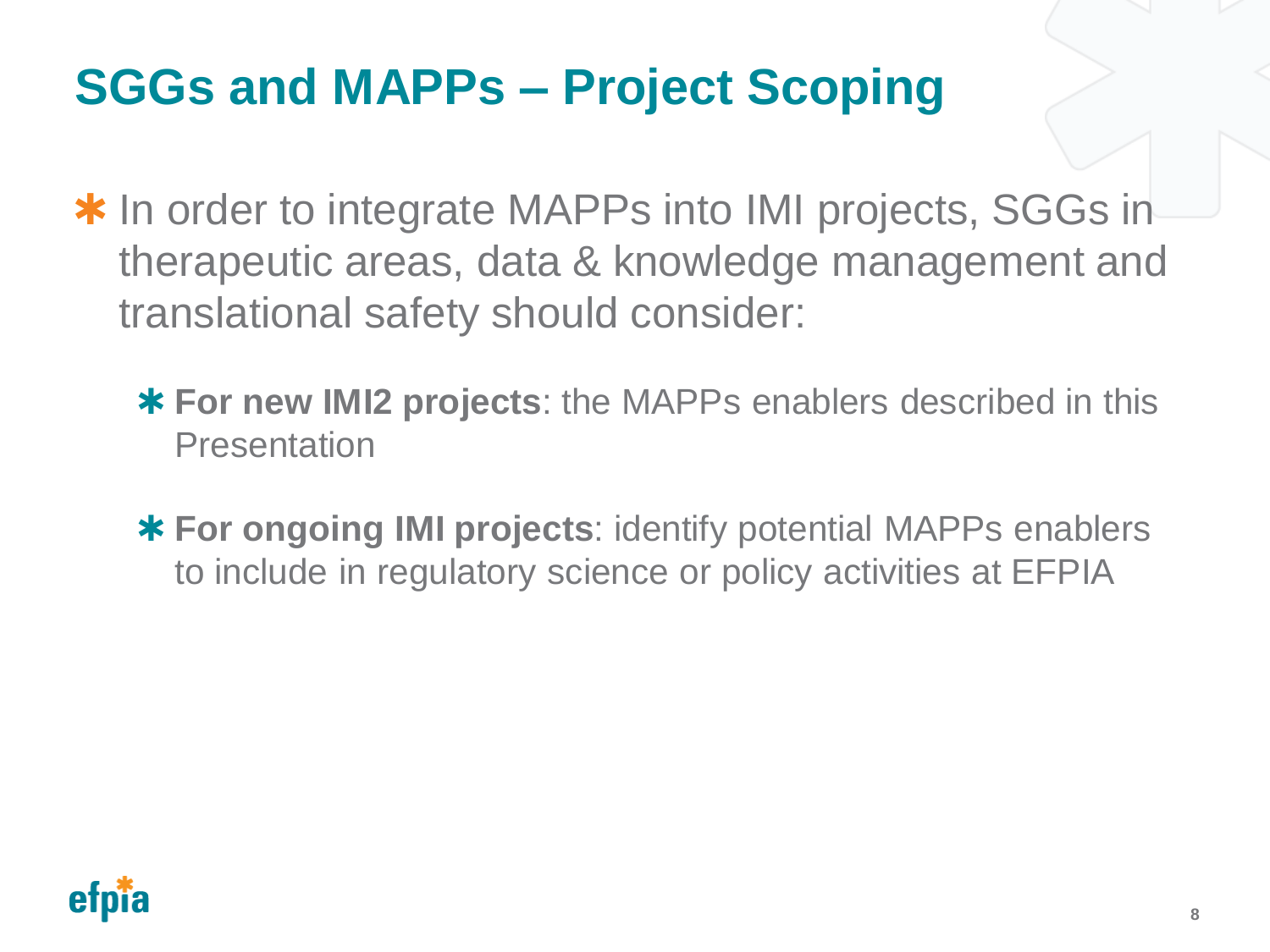# SGGs and MAPPs – Project Scoping

- In order to integrate MAPPs into IMI projects, SGGs in therapeutic areas, data & knowledge management and translational safety should consider:
  - **For new IMI2 projects**: the MAPPs enablers described in this Presentation
  - **For ongoing IMI projects**: identify potential MAPPs enablers to include in regulatory science or policy activities at EFPIA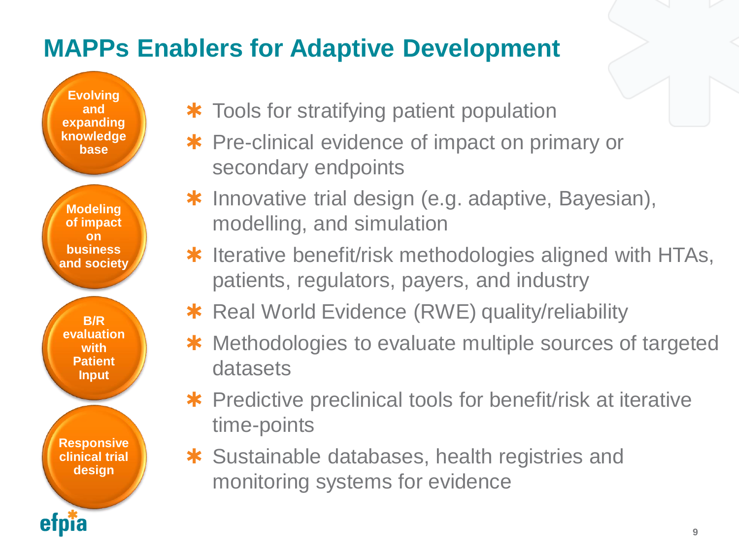# MAPPs Enablers for Adaptive Development

- Evolving and expanding knowledge base
- Modeling of impact on business and society
- B/R evaluation with Patient Input
- Responsive clinical trial design

* Tools for stratifying patient population
* Pre-clinical evidence of impact on primary or secondary endpoints
* Innovative trial design (e.g. adaptive, Bayesian), modelling, and simulation
* Iterative benefit/risk methodologies aligned with HTAs, patients, regulators, payers, and industry
* Real World Evidence (RWE) quality/reliability
* Methodologies to evaluate multiple sources of targeted datasets
* Predictive preclinical tools for benefit/risk at iterative time-points
* Sustainable databases, health registries and monitoring systems for evidence

efpia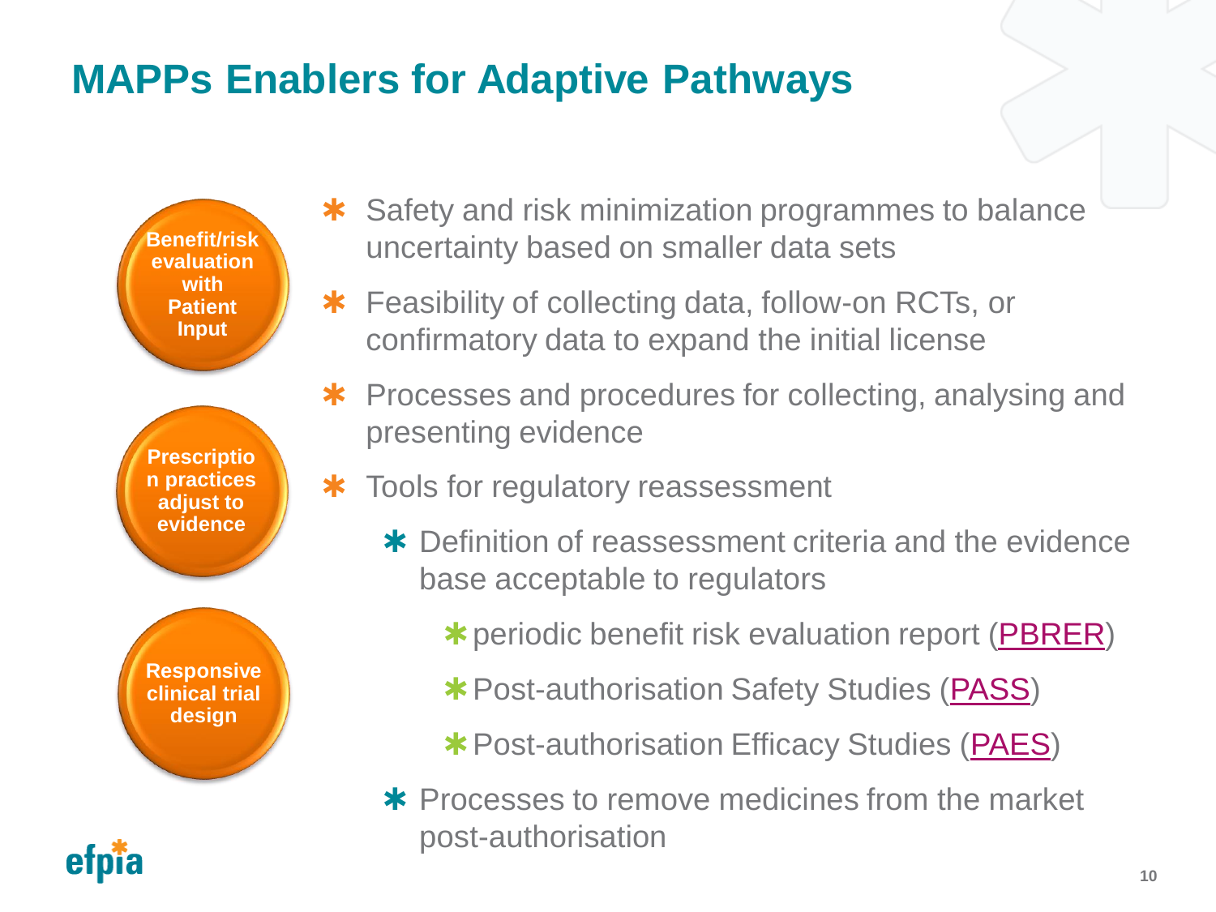# MAPPs Enablers for Adaptive Pathways

**Benefit/risk evaluation with Patient Input**

**Prescription practices adjust to evidence**

**Responsive clinical trial design**

- Safety and risk minimization programmes to balance uncertainty based on smaller data sets
- Feasibility of collecting data, follow-on RCTs, or confirmatory data to expand the initial license
- Processes and procedures for collecting, analysing and presenting evidence
- Tools for regulatory reassessment
  - Definition of reassessment criteria and the evidence base acceptable to regulators
    - periodic benefit risk evaluation report (PBRER)
    - Post-authorisation Safety Studies (PASS)
    - Post-authorisation Efficacy Studies (PAES)
  - Processes to remove medicines from the market post-authorisation

efpia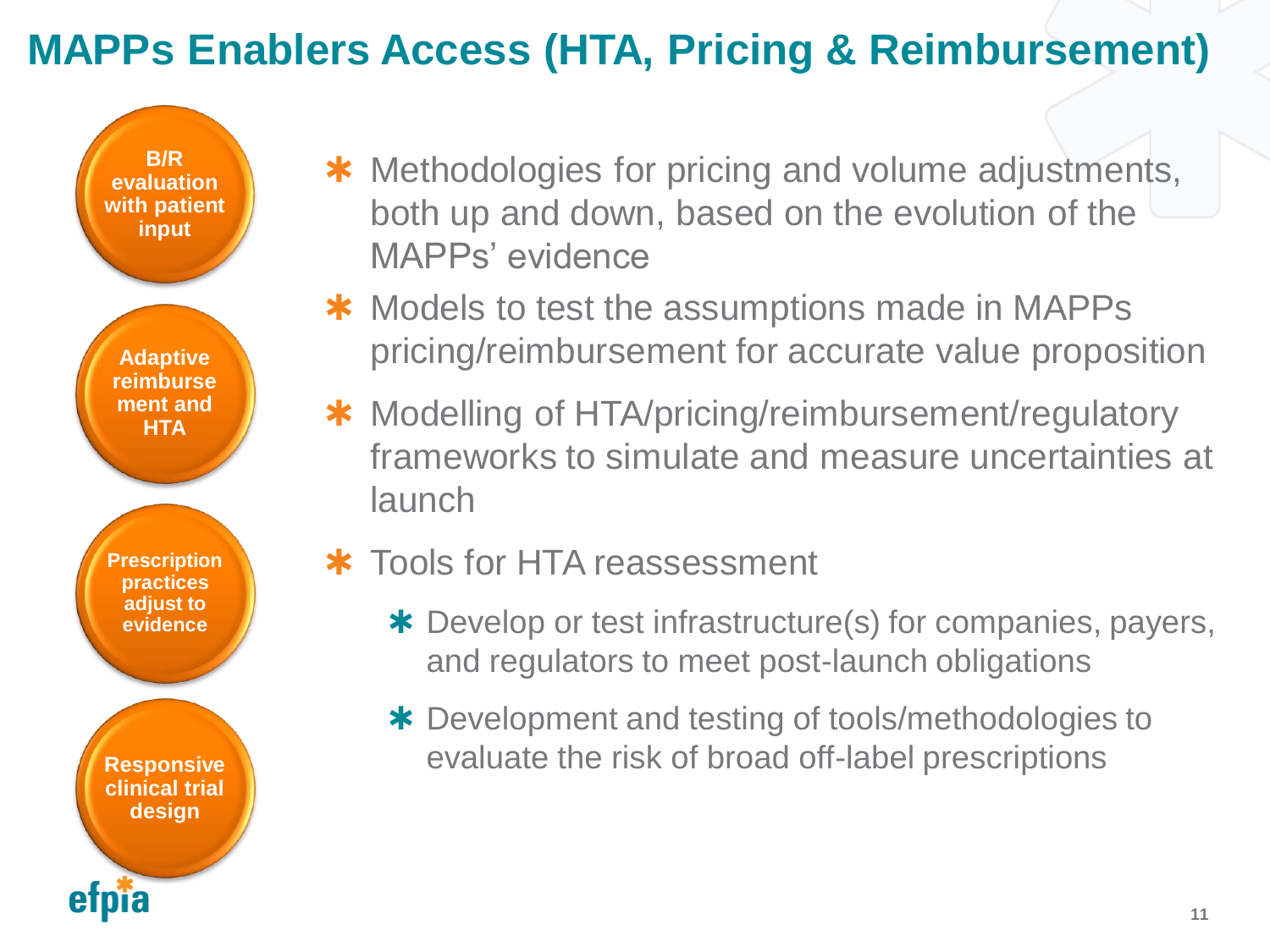# MAPPs Enablers Access (HTA, Pricing & Reimbursement)

- B/R evaluation with patient input
- Adaptive reimbursement and HTA
- Prescription practices adjust to evidence
- Responsive clinical trial design

* Methodologies for pricing and volume adjustments, both up and down, based on the evolution of the MAPPs' evidence
* Models to test the assumptions made in MAPPs pricing/reimbursement for accurate value proposition
* Modelling of HTA/pricing/reimbursement/regulatory frameworks to simulate and measure uncertainties at launch
* Tools for HTA reassessment
  * Develop or test infrastructure(s) for companies, payers, and regulators to meet post-launch obligations
  * Development and testing of tools/methodologies to evaluate the risk of broad off-label prescriptions

efpia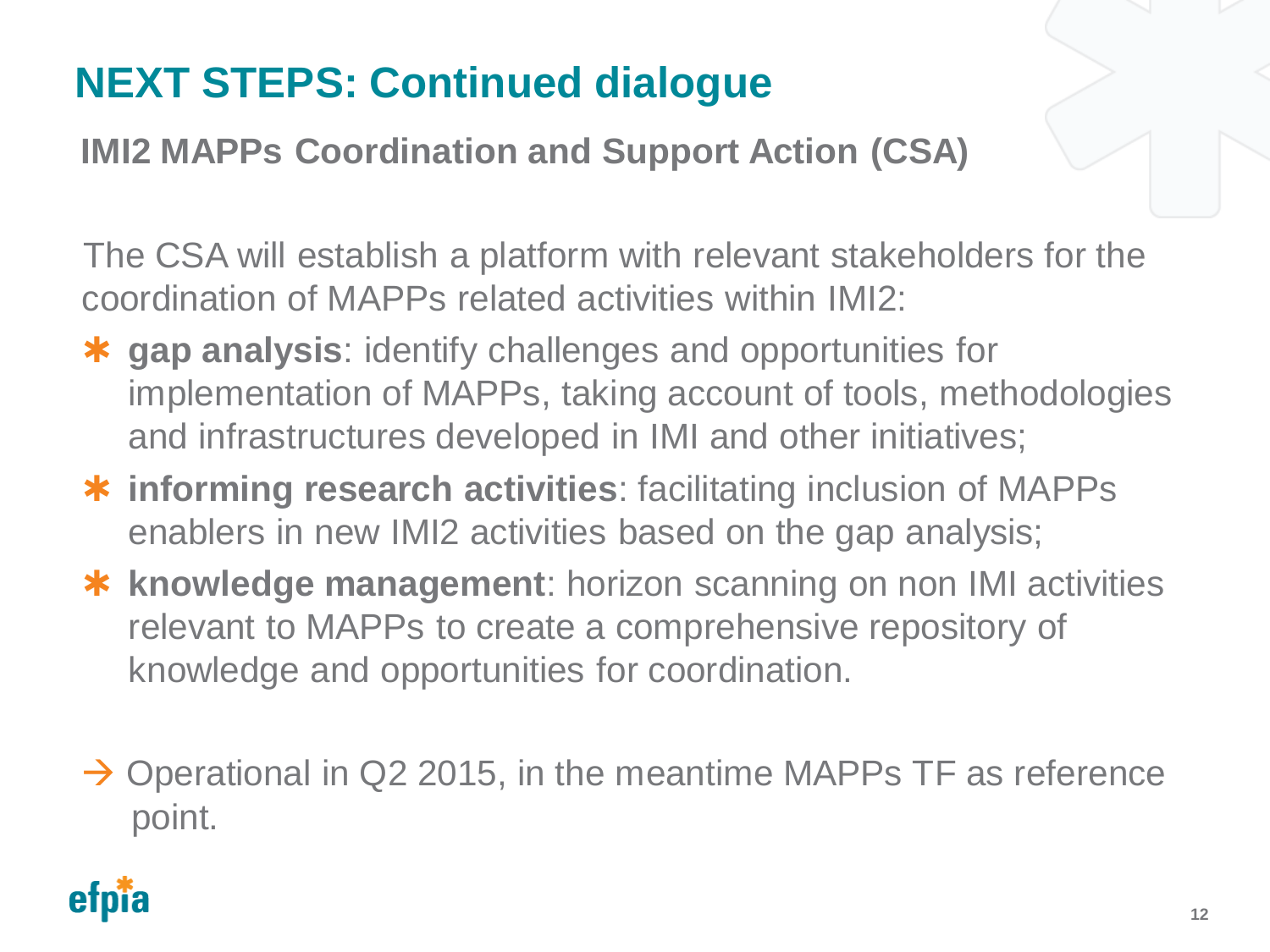# NEXT STEPS: Continued dialogue

## IMI2 MAPPs Coordination and Support Action (CSA)

The CSA will establish a platform with relevant stakeholders for the coordination of MAPPs related activities within IMI2:

- **gap analysis**: identify challenges and opportunities for implementation of MAPPs, taking account of tools, methodologies and infrastructures developed in IMI and other initiatives;
- **informing research activities**: facilitating inclusion of MAPPs enablers in new IMI2 activities based on the gap analysis;
- **knowledge management**: horizon scanning on non IMI activities relevant to MAPPs to create a comprehensive repository of knowledge and opportunities for coordination.

→ Operational in Q2 2015, in the meantime MAPPs TF as reference point.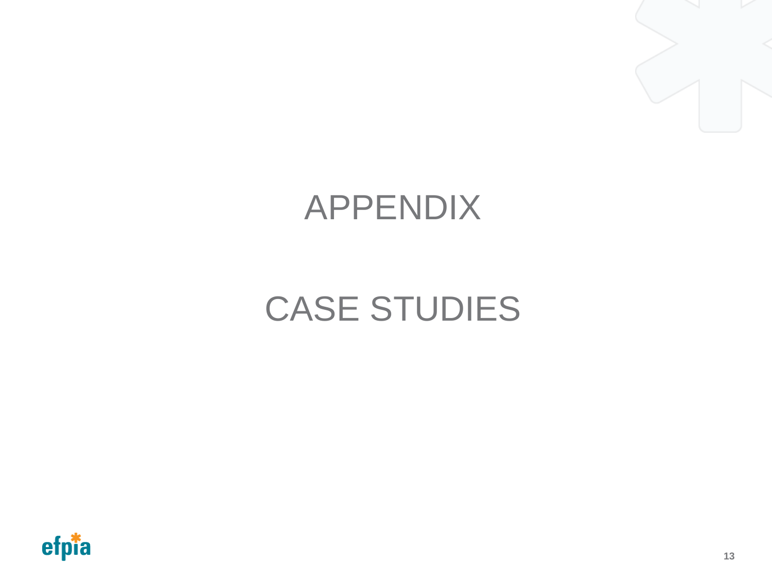# APPENDIX

# CASE STUDIES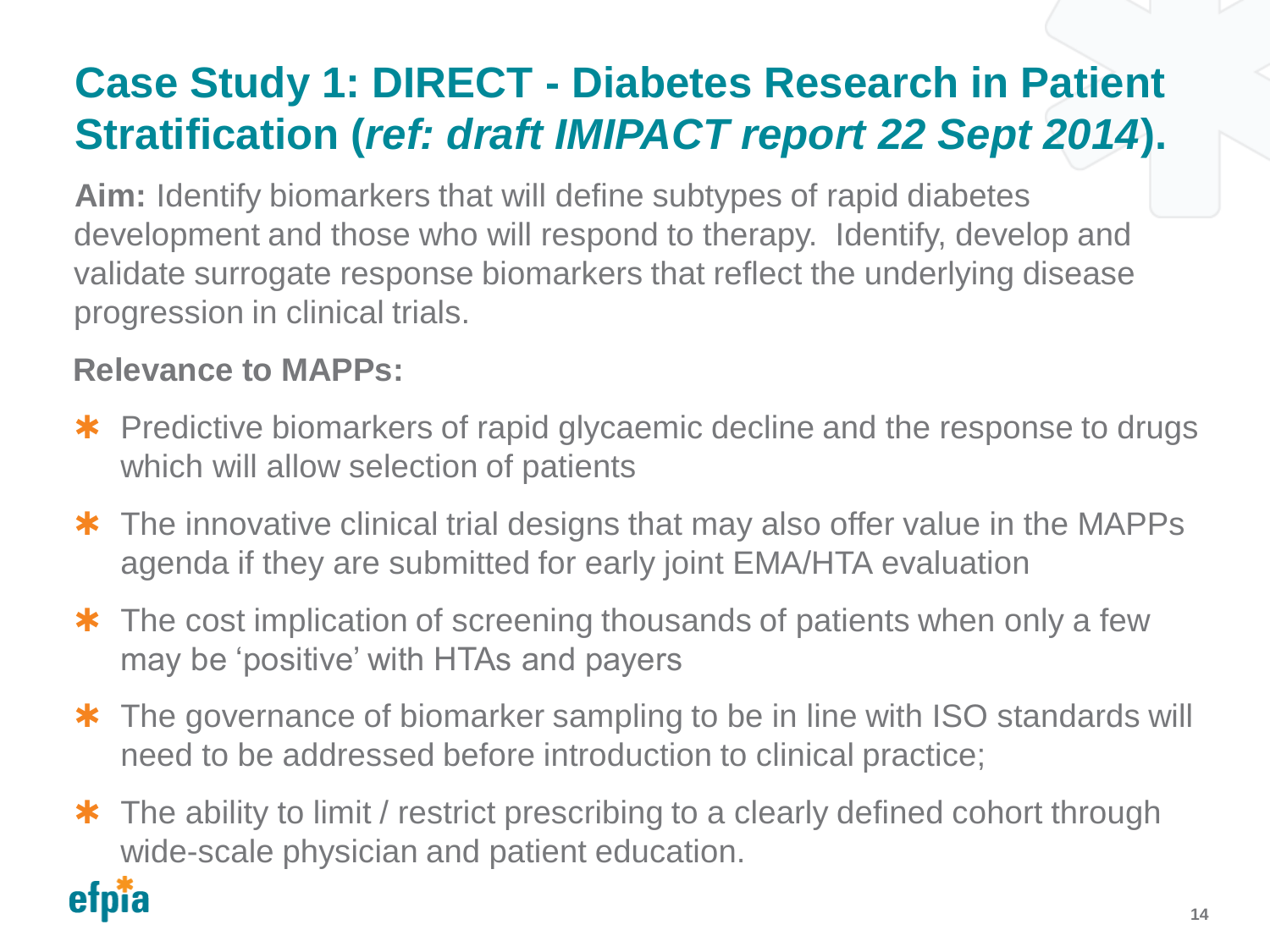# Case Study 1: DIRECT - Diabetes Research in Patient Stratification (*ref: draft IMIPACT report 22 Sept 2014*).

**Aim:** Identify biomarkers that will define subtypes of rapid diabetes development and those who will respond to therapy. Identify, develop and validate surrogate response biomarkers that reflect the underlying disease progression in clinical trials.

**Relevance to MAPPs:**

- Predictive biomarkers of rapid glycaemic decline and the response to drugs which will allow selection of patients
- The innovative clinical trial designs that may also offer value in the MAPPs agenda if they are submitted for early joint EMA/HTA evaluation
- The cost implication of screening thousands of patients when only a few may be 'positive' with HTAs and payers
- The governance of biomarker sampling to be in line with ISO standards will need to be addressed before introduction to clinical practice;
- The ability to limit / restrict prescribing to a clearly defined cohort through wide-scale physician and patient education.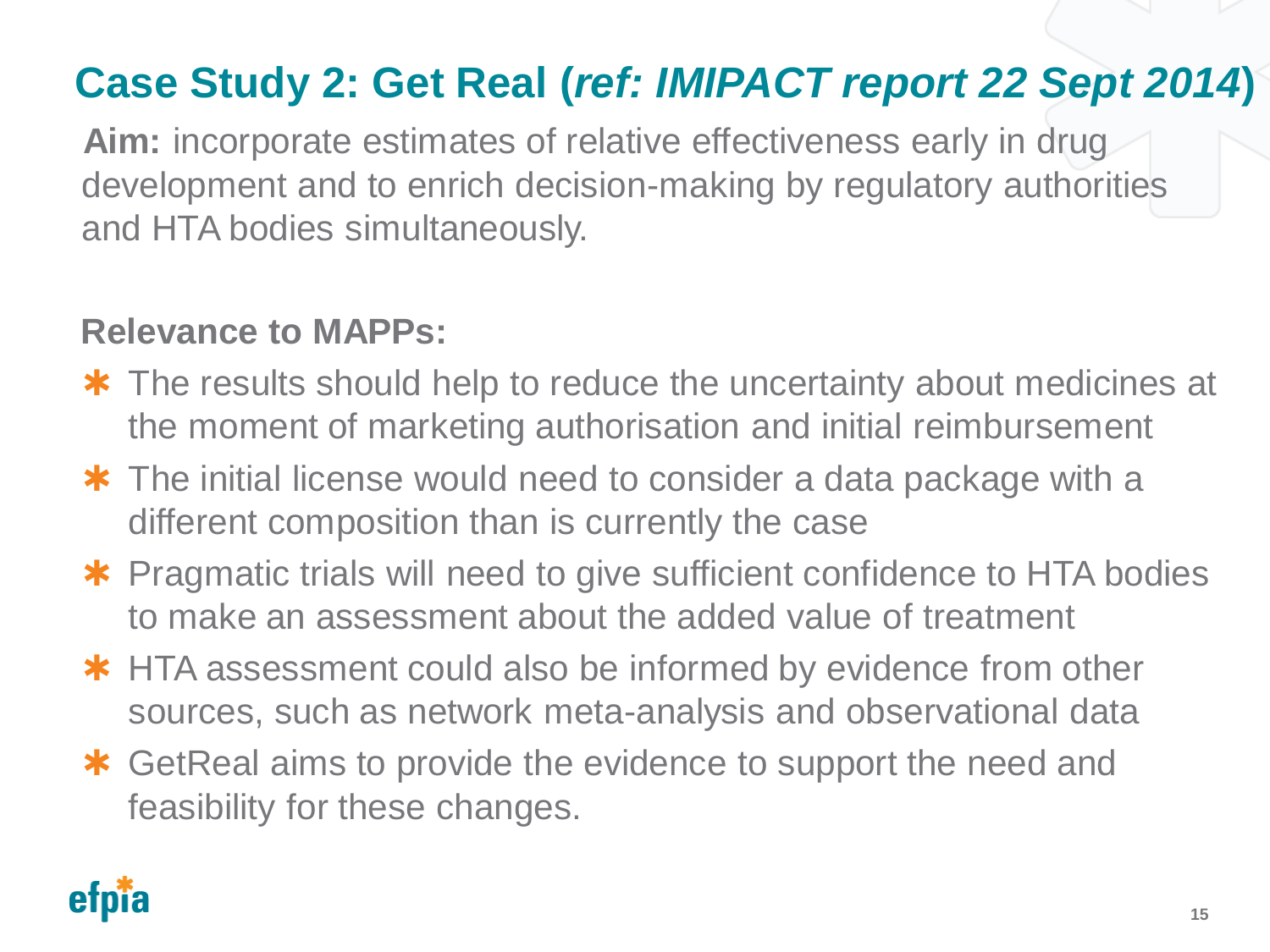# Case Study 2: Get Real (*ref: IMIPACT report 22 Sept 2014*)

**Aim:** incorporate estimates of relative effectiveness early in drug development and to enrich decision-making by regulatory authorities and HTA bodies simultaneously.

**Relevance to MAPPs:**

- The results should help to reduce the uncertainty about medicines at the moment of marketing authorisation and initial reimbursement
- The initial license would need to consider a data package with a different composition than is currently the case
- Pragmatic trials will need to give sufficient confidence to HTA bodies to make an assessment about the added value of treatment
- HTA assessment could also be informed by evidence from other sources, such as network meta-analysis and observational data
- GetReal aims to provide the evidence to support the need and feasibility for these changes.